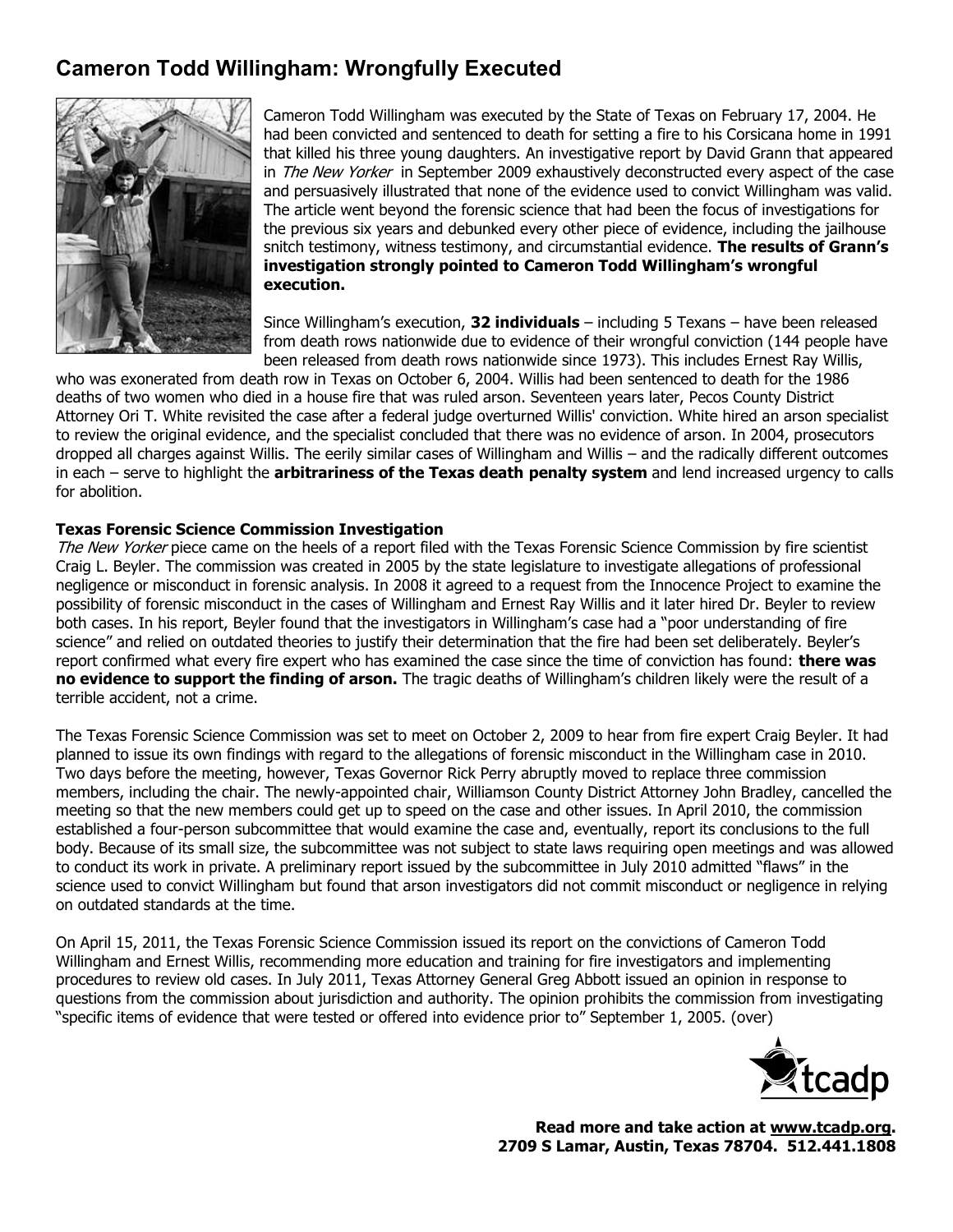# Cameron Todd Willingham: Wrongfully Executed

Cameron Todd Willingham was executed by the State of Texas on February 17, 2004. He had been convicted and sentenced to death for setting a fire to his Corsicana home in 1991 that killed his three young daughters. An investigative report by David Grann that appeared in *The New Yorker* in September 2009 exhaustively deconstructed every aspect of the case and persuasively illustrated that none of the evidence used to convict Willingham was valid. The article went beyond the forensic science that had been the focus of investigations for the previous six years and debunked every other piece of evidence, including the jailhouse snitch testimony, witness testimony, and circumstantial evidence. **The results of Grann's investigation strongly pointed to Cameron Todd Willingham's wrongful execution.**

Since Willingham's execution, **32 individuals** – including 5 Texans – have been released from death rows nationwide due to evidence of their wrongful conviction (144 people have been released from death rows nationwide since 1973). This includes Ernest Ray Willis, who was exonerated from death row in Texas on October 6, 2004. Willis had been sentenced to death for the 1986 deaths of two women who died in a house fire that was ruled arson. Seventeen years later, Pecos County District Attorney Ori T. White revisited the case after a federal judge overturned Willis' conviction. White hired an arson specialist to review the original evidence, and the specialist concluded that there was no evidence of arson. In 2004, prosecutors dropped all charges against Willis. The eerily similar cases of Willingham and Willis – and the radically different outcomes in each – serve to highlight the **arbitrariness of the Texas death penalty system** and lend increased urgency to calls for abolition.

**Texas Forensic Science Commission Investigation**

*The New Yorker* piece came on the heels of a report filed with the Texas Forensic Science Commission by fire scientist Craig L. Beyler. The commission was created in 2005 by the state legislature to investigate allegations of professional negligence or misconduct in forensic analysis. In 2008 it agreed to a request from the Innocence Project to examine the possibility of forensic misconduct in the cases of Willingham and Ernest Ray Willis and it later hired Dr. Beyler to review both cases. In his report, Beyler found that the investigators in Willingham's case had a "poor understanding of fire science" and relied on outdated theories to justify their determination that the fire had been set deliberately. Beyler's report confirmed what every fire expert who has examined the case since the time of conviction has found: **there was no evidence to support the finding of arson.** The tragic deaths of Willingham's children likely were the result of a terrible accident, not a crime.

The Texas Forensic Science Commission was set to meet on October 2, 2009 to hear from fire expert Craig Beyler. It had planned to issue its own findings with regard to the allegations of forensic misconduct in the Willingham case in 2010. Two days before the meeting, however, Texas Governor Rick Perry abruptly moved to replace three commission members, including the chair. The newly-appointed chair, Williamson County District Attorney John Bradley, cancelled the meeting so that the new members could get up to speed on the case and other issues. In April 2010, the commission established a four-person subcommittee that would examine the case and, eventually, report its conclusions to the full body. Because of its small size, the subcommittee was not subject to state laws requiring open meetings and was allowed to conduct its work in private. A preliminary report issued by the subcommittee in July 2010 admitted "flaws" in the science used to convict Willingham but found that arson investigators did not commit misconduct or negligence in relying on outdated standards at the time.

On April 15, 2011, the Texas Forensic Science Commission issued its report on the convictions of Cameron Todd Willingham and Ernest Willis, recommending more education and training for fire investigators and implementing procedures to review old cases. In July 2011, Texas Attorney General Greg Abbott issued an opinion in response to questions from the commission about jurisdiction and authority. The opinion prohibits the commission from investigating "specific items of evidence that were tested or offered into evidence prior to" September 1, 2005. (over)

tcadp

**Read more and take action at www.tcadp.org.**
**2709 S Lamar, Austin, Texas 78704. 512.441.1808**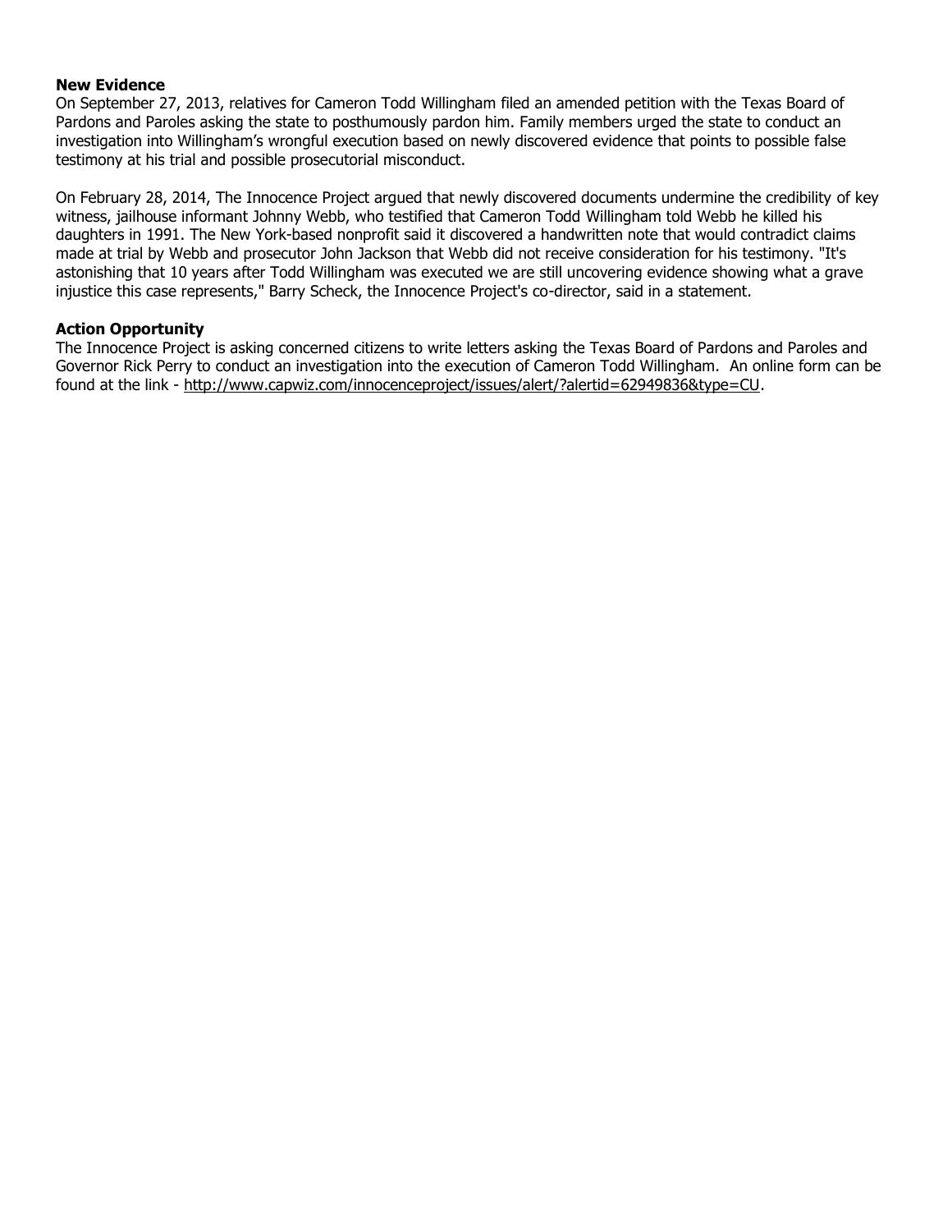**New Evidence**

On September 27, 2013, relatives for Cameron Todd Willingham filed an amended petition with the Texas Board of Pardons and Paroles asking the state to posthumously pardon him. Family members urged the state to conduct an investigation into Willingham's wrongful execution based on newly discovered evidence that points to possible false testimony at his trial and possible prosecutorial misconduct.

On February 28, 2014, The Innocence Project argued that newly discovered documents undermine the credibility of key witness, jailhouse informant Johnny Webb, who testified that Cameron Todd Willingham told Webb he killed his daughters in 1991. The New York-based nonprofit said it discovered a handwritten note that would contradict claims made at trial by Webb and prosecutor John Jackson that Webb did not receive consideration for his testimony. "It's astonishing that 10 years after Todd Willingham was executed we are still uncovering evidence showing what a grave injustice this case represents," Barry Scheck, the Innocence Project's co-director, said in a statement.

**Action Opportunity**

The Innocence Project is asking concerned citizens to write letters asking the Texas Board of Pardons and Paroles and Governor Rick Perry to conduct an investigation into the execution of Cameron Todd Willingham. An online form can be found at the link - http://www.capwiz.com/innocenceproject/issues/alert/?alertid=62949836&type=CU.